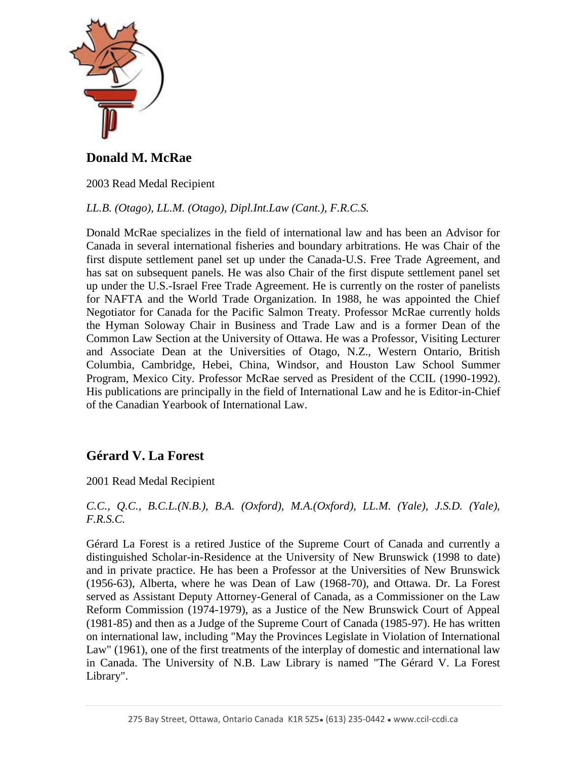## Donald M. McRae

2003 Read Medal Recipient

*LL.B. (Otago), LL.M. (Otago), Dipl.Int.Law (Cant.), F.R.C.S.*

Donald McRae specializes in the field of international law and has been an Advisor for Canada in several international fisheries and boundary arbitrations. He was Chair of the first dispute settlement panel set up under the Canada-U.S. Free Trade Agreement, and has sat on subsequent panels. He was also Chair of the first dispute settlement panel set up under the U.S.-Israel Free Trade Agreement. He is currently on the roster of panelists for NAFTA and the World Trade Organization. In 1988, he was appointed the Chief Negotiator for Canada for the Pacific Salmon Treaty. Professor McRae currently holds the Hyman Soloway Chair in Business and Trade Law and is a former Dean of the Common Law Section at the University of Ottawa. He was a Professor, Visiting Lecturer and Associate Dean at the Universities of Otago, N.Z., Western Ontario, British Columbia, Cambridge, Hebei, China, Windsor, and Houston Law School Summer Program, Mexico City. Professor McRae served as President of the CCIL (1990-1992). His publications are principally in the field of International Law and he is Editor-in-Chief of the Canadian Yearbook of International Law.

## Gérard V. La Forest

2001 Read Medal Recipient

*C.C., Q.C., B.C.L.(N.B.), B.A. (Oxford), M.A.(Oxford), LL.M. (Yale), J.S.D. (Yale), F.R.S.C.*

Gérard La Forest is a retired Justice of the Supreme Court of Canada and currently a distinguished Scholar-in-Residence at the University of New Brunswick (1998 to date) and in private practice. He has been a Professor at the Universities of New Brunswick (1956-63), Alberta, where he was Dean of Law (1968-70), and Ottawa. Dr. La Forest served as Assistant Deputy Attorney-General of Canada, as a Commissioner on the Law Reform Commission (1974-1979), as a Justice of the New Brunswick Court of Appeal (1981-85) and then as a Judge of the Supreme Court of Canada (1985-97). He has written on international law, including "May the Provinces Legislate in Violation of International Law" (1961), one of the first treatments of the interplay of domestic and international law in Canada. The University of N.B. Law Library is named "The Gérard V. La Forest Library".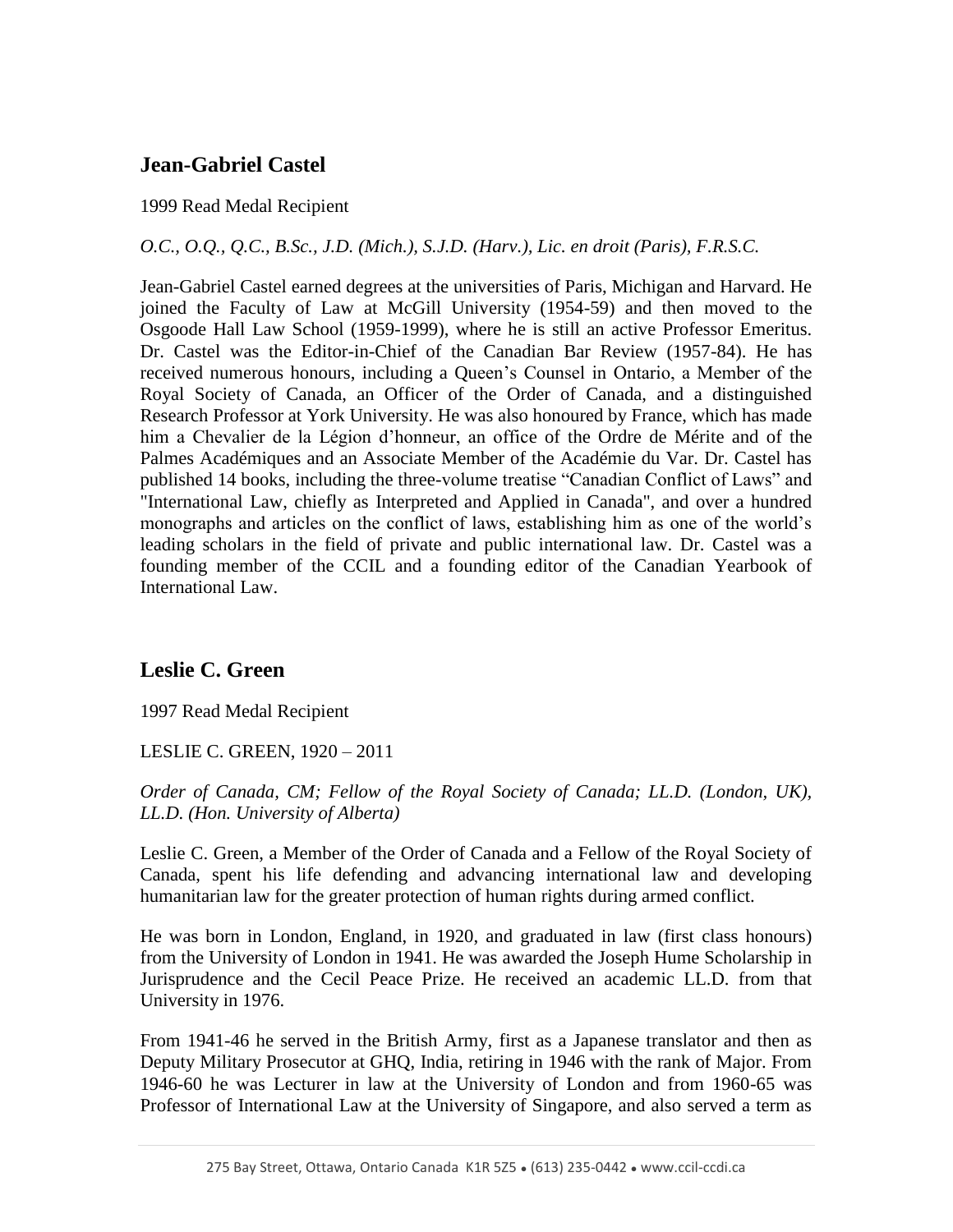## Jean-Gabriel Castel

1999 Read Medal Recipient

*O.C., O.Q., Q.C., B.Sc., J.D. (Mich.), S.J.D. (Harv.), Lic. en droit (Paris), F.R.S.C.*

Jean-Gabriel Castel earned degrees at the universities of Paris, Michigan and Harvard. He joined the Faculty of Law at McGill University (1954-59) and then moved to the Osgoode Hall Law School (1959-1999), where he is still an active Professor Emeritus. Dr. Castel was the Editor-in-Chief of the Canadian Bar Review (1957-84). He has received numerous honours, including a Queen's Counsel in Ontario, a Member of the Royal Society of Canada, an Officer of the Order of Canada, and a distinguished Research Professor at York University. He was also honoured by France, which has made him a Chevalier de la Légion d'honneur, an office of the Ordre de Mérite and of the Palmes Académiques and an Associate Member of the Académie du Var. Dr. Castel has published 14 books, including the three-volume treatise "Canadian Conflict of Laws" and "International Law, chiefly as Interpreted and Applied in Canada", and over a hundred monographs and articles on the conflict of laws, establishing him as one of the world's leading scholars in the field of private and public international law. Dr. Castel was a founding member of the CCIL and a founding editor of the Canadian Yearbook of International Law.

## Leslie C. Green

1997 Read Medal Recipient

LESLIE C. GREEN, 1920 – 2011

*Order of Canada, CM; Fellow of the Royal Society of Canada; LL.D. (London, UK), LL.D. (Hon. University of Alberta)*

Leslie C. Green, a Member of the Order of Canada and a Fellow of the Royal Society of Canada, spent his life defending and advancing international law and developing humanitarian law for the greater protection of human rights during armed conflict.

He was born in London, England, in 1920, and graduated in law (first class honours) from the University of London in 1941. He was awarded the Joseph Hume Scholarship in Jurisprudence and the Cecil Peace Prize. He received an academic LL.D. from that University in 1976.

From 1941-46 he served in the British Army, first as a Japanese translator and then as Deputy Military Prosecutor at GHQ, India, retiring in 1946 with the rank of Major. From 1946-60 he was Lecturer in law at the University of London and from 1960-65 was Professor of International Law at the University of Singapore, and also served a term as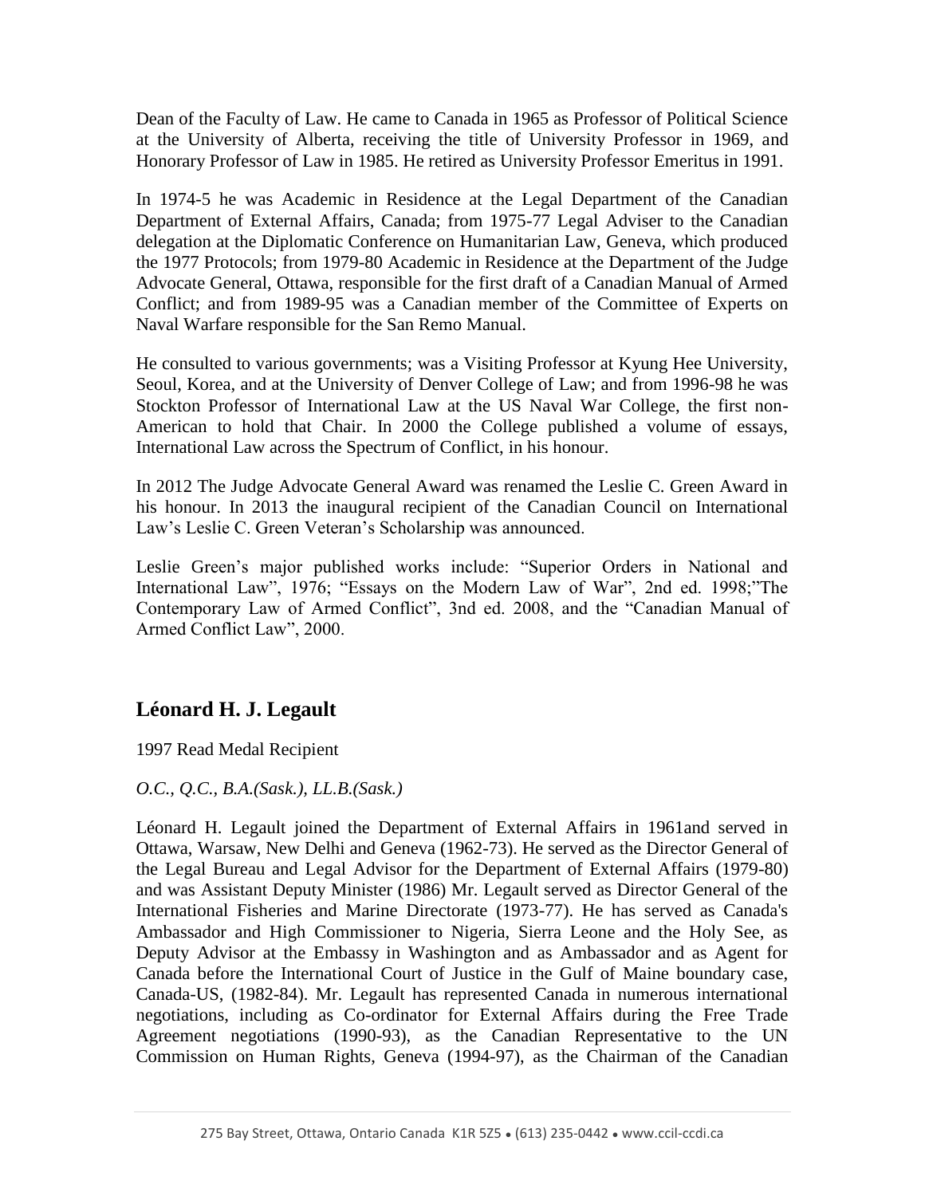Dean of the Faculty of Law. He came to Canada in 1965 as Professor of Political Science at the University of Alberta, receiving the title of University Professor in 1969, and Honorary Professor of Law in 1985. He retired as University Professor Emeritus in 1991.

In 1974-5 he was Academic in Residence at the Legal Department of the Canadian Department of External Affairs, Canada; from 1975-77 Legal Adviser to the Canadian delegation at the Diplomatic Conference on Humanitarian Law, Geneva, which produced the 1977 Protocols; from 1979-80 Academic in Residence at the Department of the Judge Advocate General, Ottawa, responsible for the first draft of a Canadian Manual of Armed Conflict; and from 1989-95 was a Canadian member of the Committee of Experts on Naval Warfare responsible for the San Remo Manual.

He consulted to various governments; was a Visiting Professor at Kyung Hee University, Seoul, Korea, and at the University of Denver College of Law; and from 1996-98 he was Stockton Professor of International Law at the US Naval War College, the first non-American to hold that Chair. In 2000 the College published a volume of essays, International Law across the Spectrum of Conflict, in his honour.

In 2012 The Judge Advocate General Award was renamed the Leslie C. Green Award in his honour. In 2013 the inaugural recipient of the Canadian Council on International Law's Leslie C. Green Veteran's Scholarship was announced.

Leslie Green's major published works include: "Superior Orders in National and International Law", 1976; "Essays on the Modern Law of War", 2nd ed. 1998;"The Contemporary Law of Armed Conflict", 3nd ed. 2008, and the "Canadian Manual of Armed Conflict Law", 2000.

## Léonard H. J. Legault

1997 Read Medal Recipient

*O.C., Q.C., B.A.(Sask.), LL.B.(Sask.)*

Léonard H. Legault joined the Department of External Affairs in 1961and served in Ottawa, Warsaw, New Delhi and Geneva (1962-73). He served as the Director General of the Legal Bureau and Legal Advisor for the Department of External Affairs (1979-80) and was Assistant Deputy Minister (1986) Mr. Legault served as Director General of the International Fisheries and Marine Directorate (1973-77). He has served as Canada's Ambassador and High Commissioner to Nigeria, Sierra Leone and the Holy See, as Deputy Advisor at the Embassy in Washington and as Ambassador and as Agent for Canada before the International Court of Justice in the Gulf of Maine boundary case, Canada-US, (1982-84). Mr. Legault has represented Canada in numerous international negotiations, including as Co-ordinator for External Affairs during the Free Trade Agreement negotiations (1990-93), as the Canadian Representative to the UN Commission on Human Rights, Geneva (1994-97), as the Chairman of the Canadian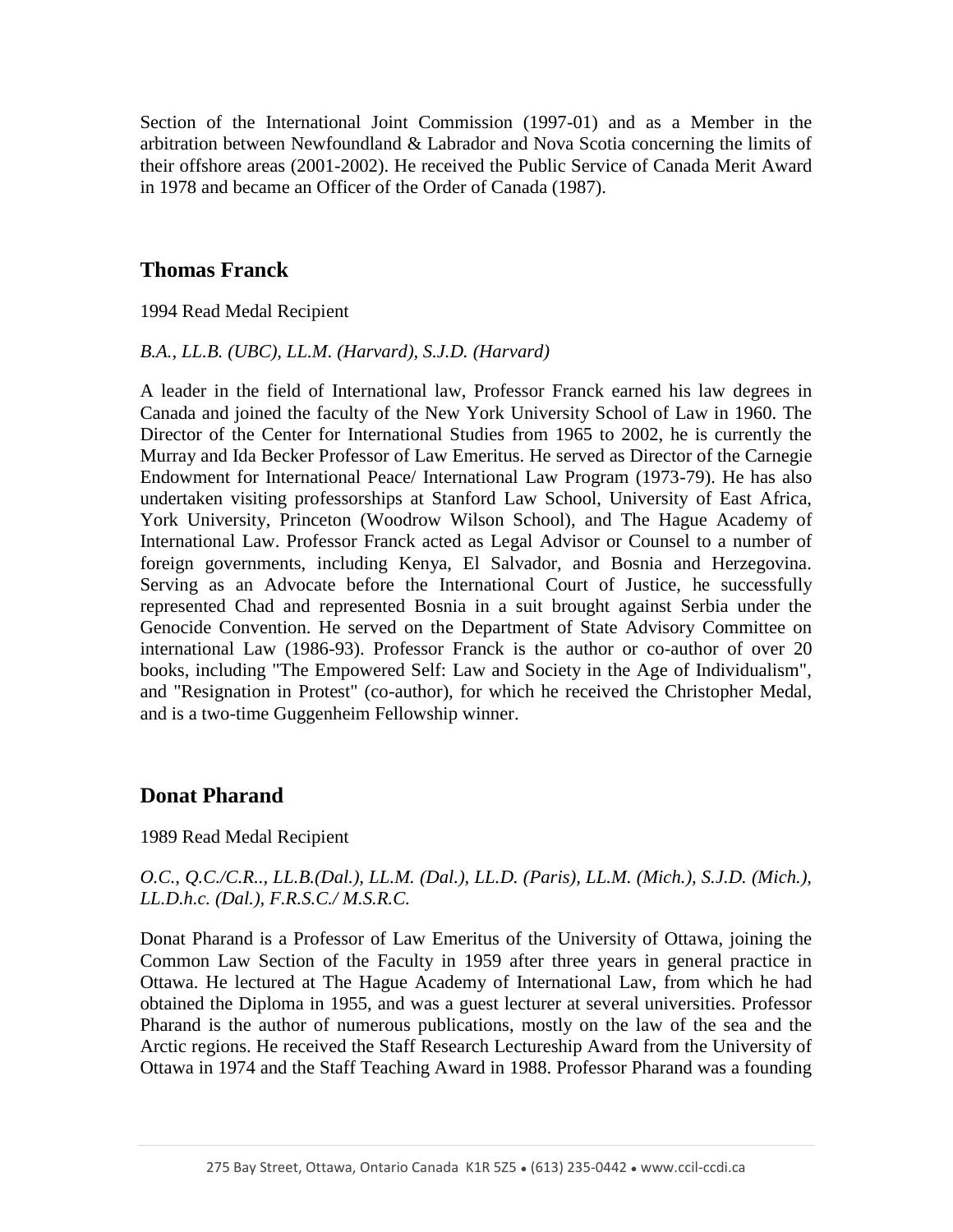Section of the International Joint Commission (1997-01) and as a Member in the arbitration between Newfoundland & Labrador and Nova Scotia concerning the limits of their offshore areas (2001-2002). He received the Public Service of Canada Merit Award in 1978 and became an Officer of the Order of Canada (1987).

## Thomas Franck

1994 Read Medal Recipient

*B.A., LL.B. (UBC), LL.M. (Harvard), S.J.D. (Harvard)*

A leader in the field of International law, Professor Franck earned his law degrees in Canada and joined the faculty of the New York University School of Law in 1960. The Director of the Center for International Studies from 1965 to 2002, he is currently the Murray and Ida Becker Professor of Law Emeritus. He served as Director of the Carnegie Endowment for International Peace/ International Law Program (1973-79). He has also undertaken visiting professorships at Stanford Law School, University of East Africa, York University, Princeton (Woodrow Wilson School), and The Hague Academy of International Law. Professor Franck acted as Legal Advisor or Counsel to a number of foreign governments, including Kenya, El Salvador, and Bosnia and Herzegovina. Serving as an Advocate before the International Court of Justice, he successfully represented Chad and represented Bosnia in a suit brought against Serbia under the Genocide Convention. He served on the Department of State Advisory Committee on international Law (1986-93). Professor Franck is the author or co-author of over 20 books, including "The Empowered Self: Law and Society in the Age of Individualism", and "Resignation in Protest" (co-author), for which he received the Christopher Medal, and is a two-time Guggenheim Fellowship winner.

## Donat Pharand

1989 Read Medal Recipient

*O.C., Q.C./C.R.., LL.B.(Dal.), LL.M. (Dal.), LL.D. (Paris), LL.M. (Mich.), S.J.D. (Mich.), LL.D.h.c. (Dal.), F.R.S.C./ M.S.R.C.*

Donat Pharand is a Professor of Law Emeritus of the University of Ottawa, joining the Common Law Section of the Faculty in 1959 after three years in general practice in Ottawa. He lectured at The Hague Academy of International Law, from which he had obtained the Diploma in 1955, and was a guest lecturer at several universities. Professor Pharand is the author of numerous publications, mostly on the law of the sea and the Arctic regions. He received the Staff Research Lectureship Award from the University of Ottawa in 1974 and the Staff Teaching Award in 1988. Professor Pharand was a founding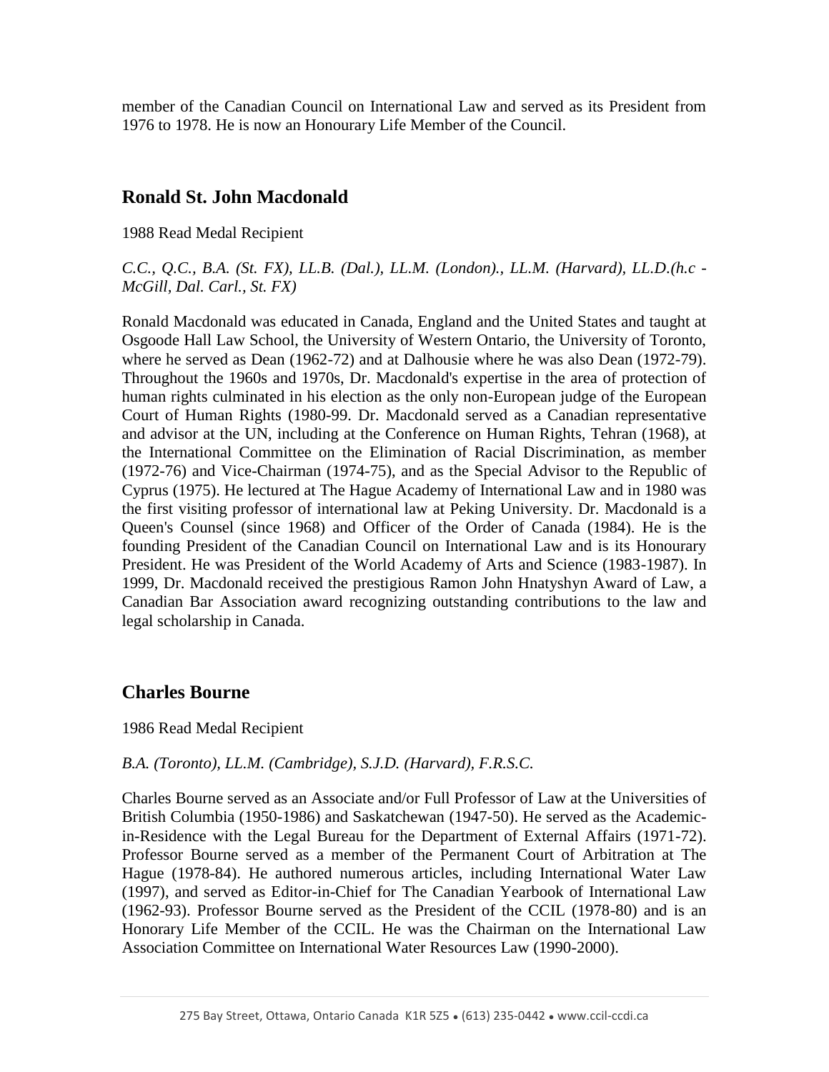member of the Canadian Council on International Law and served as its President from 1976 to 1978. He is now an Honourary Life Member of the Council.

## Ronald St. John Macdonald

1988 Read Medal Recipient

*C.C., Q.C., B.A. (St. FX), LL.B. (Dal.), LL.M. (London)., LL.M. (Harvard), LL.D.(h.c - McGill, Dal. Carl., St. FX)*

Ronald Macdonald was educated in Canada, England and the United States and taught at Osgoode Hall Law School, the University of Western Ontario, the University of Toronto, where he served as Dean (1962-72) and at Dalhousie where he was also Dean (1972-79). Throughout the 1960s and 1970s, Dr. Macdonald's expertise in the area of protection of human rights culminated in his election as the only non-European judge of the European Court of Human Rights (1980-99. Dr. Macdonald served as a Canadian representative and advisor at the UN, including at the Conference on Human Rights, Tehran (1968), at the International Committee on the Elimination of Racial Discrimination, as member (1972-76) and Vice-Chairman (1974-75), and as the Special Advisor to the Republic of Cyprus (1975). He lectured at The Hague Academy of International Law and in 1980 was the first visiting professor of international law at Peking University. Dr. Macdonald is a Queen's Counsel (since 1968) and Officer of the Order of Canada (1984). He is the founding President of the Canadian Council on International Law and is its Honourary President. He was President of the World Academy of Arts and Science (1983-1987). In 1999, Dr. Macdonald received the prestigious Ramon John Hnatyshyn Award of Law, a Canadian Bar Association award recognizing outstanding contributions to the law and legal scholarship in Canada.

## Charles Bourne

1986 Read Medal Recipient

*B.A. (Toronto), LL.M. (Cambridge), S.J.D. (Harvard), F.R.S.C.*

Charles Bourne served as an Associate and/or Full Professor of Law at the Universities of British Columbia (1950-1986) and Saskatchewan (1947-50). He served as the Academic-in-Residence with the Legal Bureau for the Department of External Affairs (1971-72). Professor Bourne served as a member of the Permanent Court of Arbitration at The Hague (1978-84). He authored numerous articles, including International Water Law (1997), and served as Editor-in-Chief for The Canadian Yearbook of International Law (1962-93). Professor Bourne served as the President of the CCIL (1978-80) and is an Honorary Life Member of the CCIL. He was the Chairman on the International Law Association Committee on International Water Resources Law (1990-2000).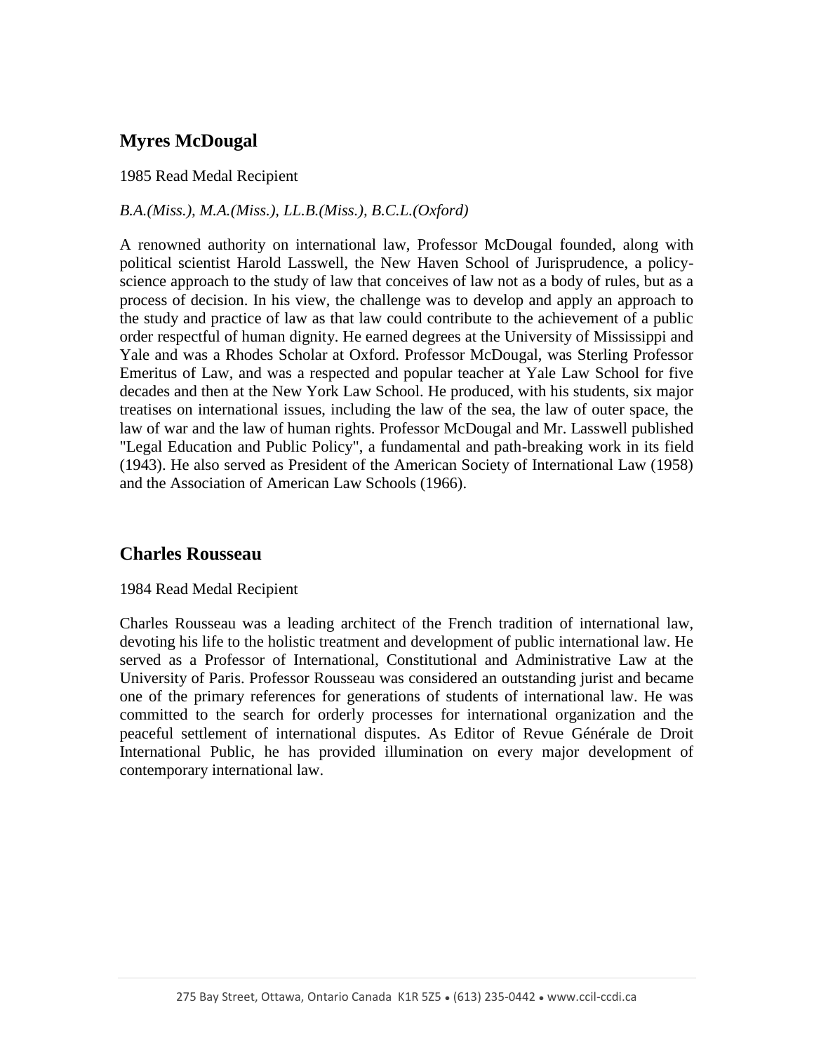## Myres McDougal

1985 Read Medal Recipient

*B.A.(Miss.), M.A.(Miss.), LL.B.(Miss.), B.C.L.(Oxford)*

A renowned authority on international law, Professor McDougal founded, along with political scientist Harold Lasswell, the New Haven School of Jurisprudence, a policy-science approach to the study of law that conceives of law not as a body of rules, but as a process of decision. In his view, the challenge was to develop and apply an approach to the study and practice of law as that law could contribute to the achievement of a public order respectful of human dignity. He earned degrees at the University of Mississippi and Yale and was a Rhodes Scholar at Oxford. Professor McDougal, was Sterling Professor Emeritus of Law, and was a respected and popular teacher at Yale Law School for five decades and then at the New York Law School. He produced, with his students, six major treatises on international issues, including the law of the sea, the law of outer space, the law of war and the law of human rights. Professor McDougal and Mr. Lasswell published "Legal Education and Public Policy", a fundamental and path-breaking work in its field (1943). He also served as President of the American Society of International Law (1958) and the Association of American Law Schools (1966).

## Charles Rousseau

1984 Read Medal Recipient

Charles Rousseau was a leading architect of the French tradition of international law, devoting his life to the holistic treatment and development of public international law. He served as a Professor of International, Constitutional and Administrative Law at the University of Paris. Professor Rousseau was considered an outstanding jurist and became one of the primary references for generations of students of international law. He was committed to the search for orderly processes for international organization and the peaceful settlement of international disputes. As Editor of Revue Générale de Droit International Public, he has provided illumination on every major development of contemporary international law.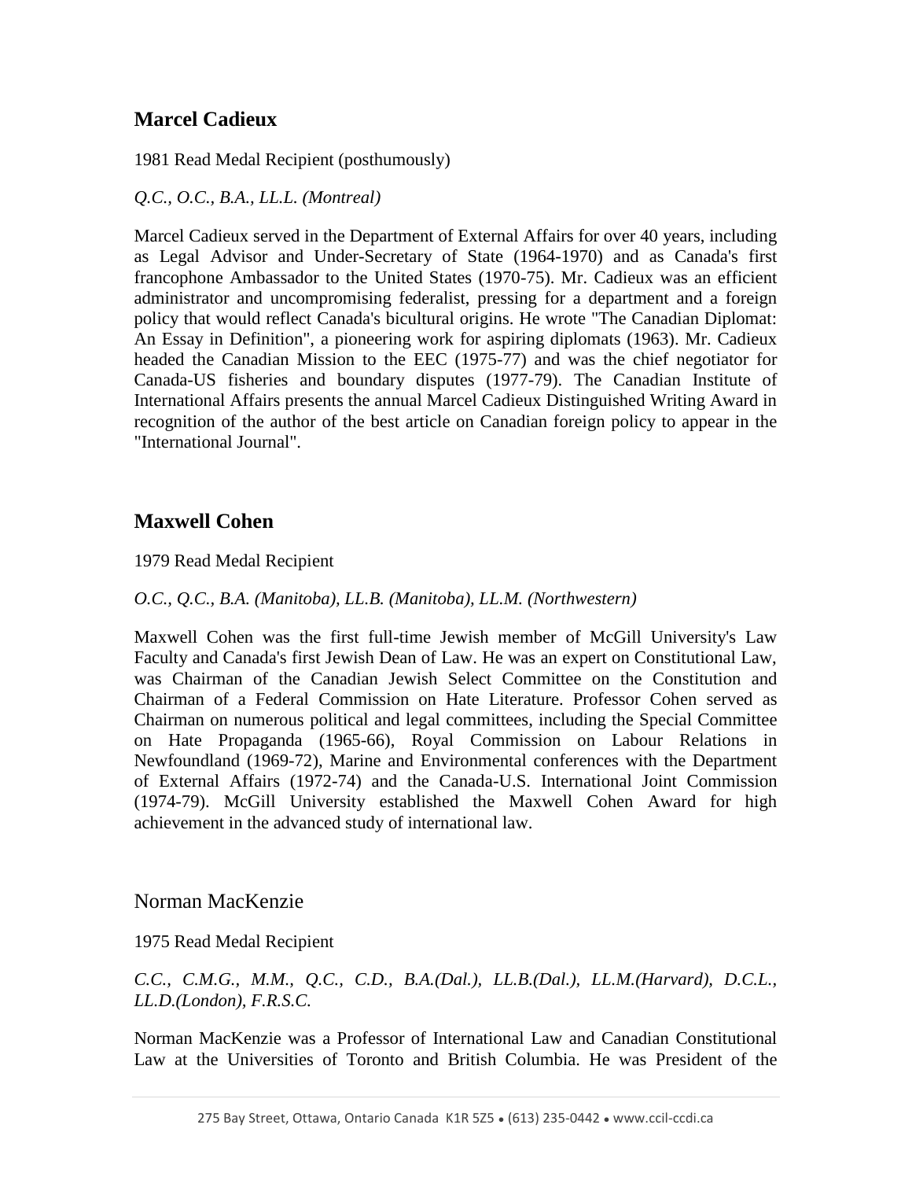## Marcel Cadieux

1981 Read Medal Recipient (posthumously)

*Q.C., O.C., B.A., LL.L. (Montreal)*

Marcel Cadieux served in the Department of External Affairs for over 40 years, including as Legal Advisor and Under-Secretary of State (1964-1970) and as Canada's first francophone Ambassador to the United States (1970-75). Mr. Cadieux was an efficient administrator and uncompromising federalist, pressing for a department and a foreign policy that would reflect Canada's bicultural origins. He wrote "The Canadian Diplomat: An Essay in Definition", a pioneering work for aspiring diplomats (1963). Mr. Cadieux headed the Canadian Mission to the EEC (1975-77) and was the chief negotiator for Canada-US fisheries and boundary disputes (1977-79). The Canadian Institute of International Affairs presents the annual Marcel Cadieux Distinguished Writing Award in recognition of the author of the best article on Canadian foreign policy to appear in the "International Journal".

## Maxwell Cohen

1979 Read Medal Recipient

*O.C., Q.C., B.A. (Manitoba), LL.B. (Manitoba), LL.M. (Northwestern)*

Maxwell Cohen was the first full-time Jewish member of McGill University's Law Faculty and Canada's first Jewish Dean of Law. He was an expert on Constitutional Law, was Chairman of the Canadian Jewish Select Committee on the Constitution and Chairman of a Federal Commission on Hate Literature. Professor Cohen served as Chairman on numerous political and legal committees, including the Special Committee on Hate Propaganda (1965-66), Royal Commission on Labour Relations in Newfoundland (1969-72), Marine and Environmental conferences with the Department of External Affairs (1972-74) and the Canada-U.S. International Joint Commission (1974-79). McGill University established the Maxwell Cohen Award for high achievement in the advanced study of international law.

## Norman MacKenzie

1975 Read Medal Recipient

*C.C., C.M.G., M.M., Q.C., C.D., B.A.(Dal.), LL.B.(Dal.), LL.M.(Harvard), D.C.L., LL.D.(London), F.R.S.C.*

Norman MacKenzie was a Professor of International Law and Canadian Constitutional Law at the Universities of Toronto and British Columbia. He was President of the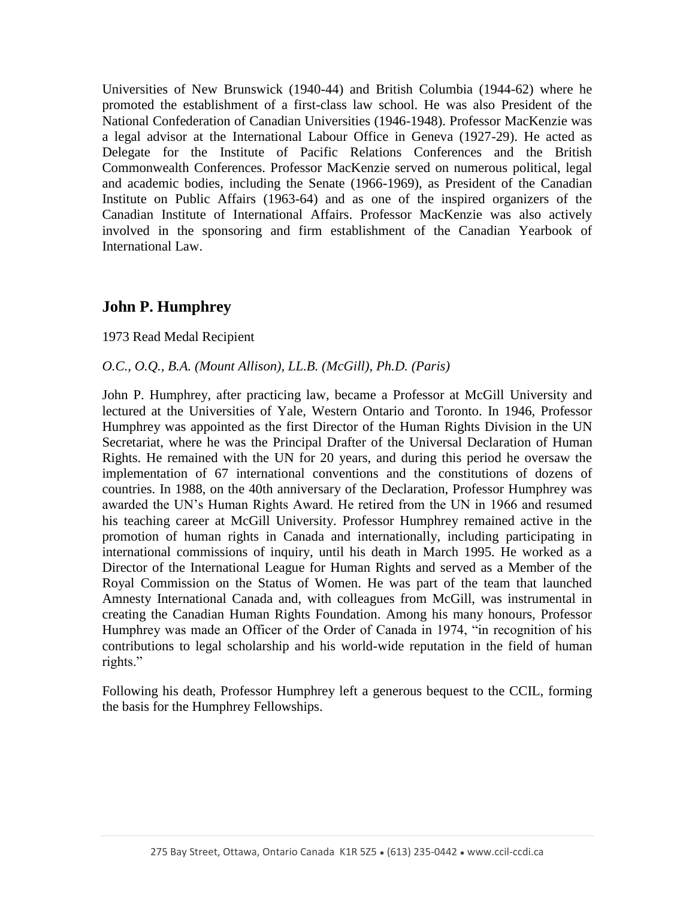Universities of New Brunswick (1940-44) and British Columbia (1944-62) where he promoted the establishment of a first-class law school. He was also President of the National Confederation of Canadian Universities (1946-1948). Professor MacKenzie was a legal advisor at the International Labour Office in Geneva (1927-29). He acted as Delegate for the Institute of Pacific Relations Conferences and the British Commonwealth Conferences. Professor MacKenzie served on numerous political, legal and academic bodies, including the Senate (1966-1969), as President of the Canadian Institute on Public Affairs (1963-64) and as one of the inspired organizers of the Canadian Institute of International Affairs. Professor MacKenzie was also actively involved in the sponsoring and firm establishment of the Canadian Yearbook of International Law.

## John P. Humphrey

1973 Read Medal Recipient

*O.C., O.Q., B.A. (Mount Allison), LL.B. (McGill), Ph.D. (Paris)*

John P. Humphrey, after practicing law, became a Professor at McGill University and lectured at the Universities of Yale, Western Ontario and Toronto. In 1946, Professor Humphrey was appointed as the first Director of the Human Rights Division in the UN Secretariat, where he was the Principal Drafter of the Universal Declaration of Human Rights. He remained with the UN for 20 years, and during this period he oversaw the implementation of 67 international conventions and the constitutions of dozens of countries. In 1988, on the 40th anniversary of the Declaration, Professor Humphrey was awarded the UN's Human Rights Award. He retired from the UN in 1966 and resumed his teaching career at McGill University. Professor Humphrey remained active in the promotion of human rights in Canada and internationally, including participating in international commissions of inquiry, until his death in March 1995. He worked as a Director of the International League for Human Rights and served as a Member of the Royal Commission on the Status of Women. He was part of the team that launched Amnesty International Canada and, with colleagues from McGill, was instrumental in creating the Canadian Human Rights Foundation. Among his many honours, Professor Humphrey was made an Officer of the Order of Canada in 1974, "in recognition of his contributions to legal scholarship and his world-wide reputation in the field of human rights."

Following his death, Professor Humphrey left a generous bequest to the CCIL, forming the basis for the Humphrey Fellowships.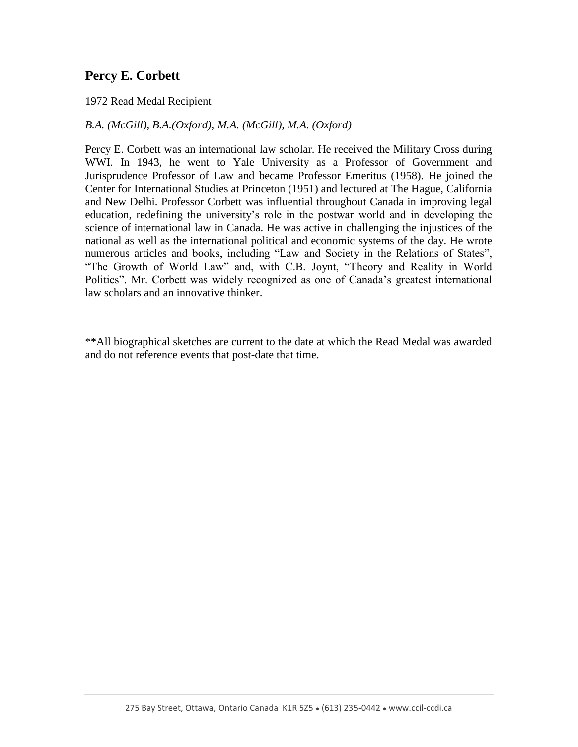## Percy E. Corbett

1972 Read Medal Recipient

*B.A. (McGill), B.A.(Oxford), M.A. (McGill), M.A. (Oxford)*

Percy E. Corbett was an international law scholar. He received the Military Cross during WWI. In 1943, he went to Yale University as a Professor of Government and Jurisprudence Professor of Law and became Professor Emeritus (1958). He joined the Center for International Studies at Princeton (1951) and lectured at The Hague, California and New Delhi. Professor Corbett was influential throughout Canada in improving legal education, redefining the university's role in the postwar world and in developing the science of international law in Canada. He was active in challenging the injustices of the national as well as the international political and economic systems of the day. He wrote numerous articles and books, including "Law and Society in the Relations of States", "The Growth of World Law" and, with C.B. Joynt, "Theory and Reality in World Politics". Mr. Corbett was widely recognized as one of Canada's greatest international law scholars and an innovative thinker.

**All biographical sketches are current to the date at which the Read Medal was awarded and do not reference events that post-date that time.